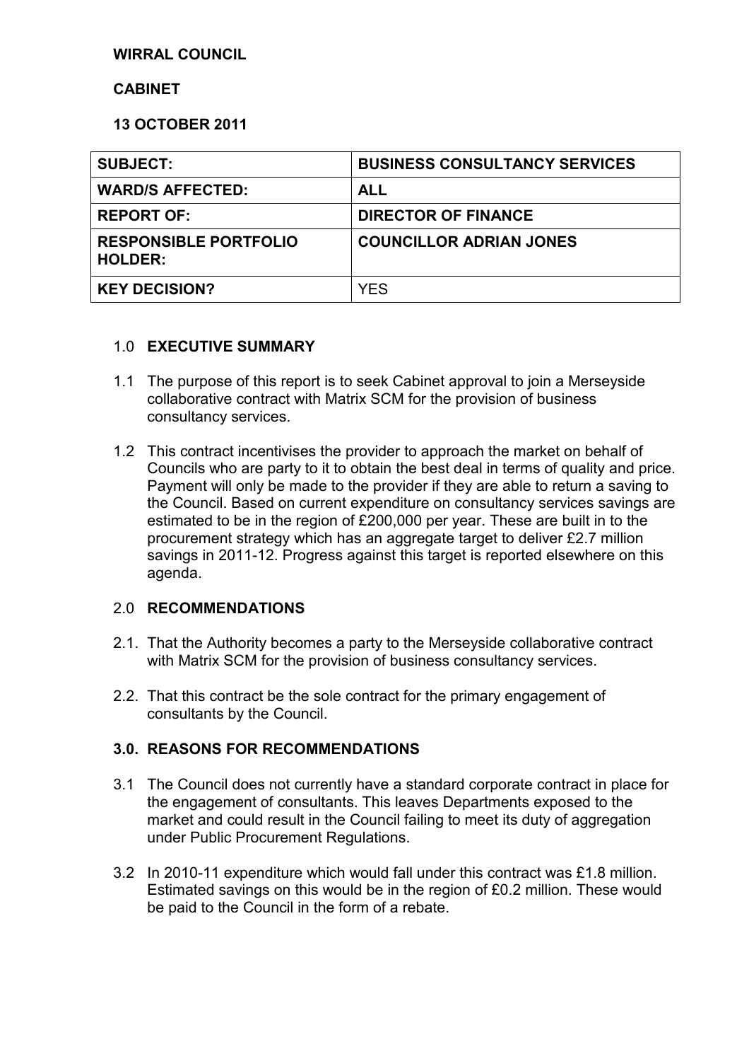**WIRRAL COUNCIL**

**CABINET**

**13 OCTOBER 2011**

| | |
|---|---|
| **SUBJECT:** | **BUSINESS CONSULTANCY SERVICES** |
| **WARD/S AFFECTED:** | **ALL** |
| **REPORT OF:** | **DIRECTOR OF FINANCE** |
| **RESPONSIBLE PORTFOLIO HOLDER:** | **COUNCILLOR ADRIAN JONES** |
| **KEY DECISION?** | YES |

## 1.0 EXECUTIVE SUMMARY

1.1 The purpose of this report is to seek Cabinet approval to join a Merseyside collaborative contract with Matrix SCM for the provision of business consultancy services.

1.2 This contract incentivises the provider to approach the market on behalf of Councils who are party to it to obtain the best deal in terms of quality and price. Payment will only be made to the provider if they are able to return a saving to the Council. Based on current expenditure on consultancy services savings are estimated to be in the region of £200,000 per year. These are built in to the procurement strategy which has an aggregate target to deliver £2.7 million savings in 2011-12. Progress against this target is reported elsewhere on this agenda.

## 2.0 RECOMMENDATIONS

2.1. That the Authority becomes a party to the Merseyside collaborative contract with Matrix SCM for the provision of business consultancy services.

2.2. That this contract be the sole contract for the primary engagement of consultants by the Council.

## 3.0. REASONS FOR RECOMMENDATIONS

3.1 The Council does not currently have a standard corporate contract in place for the engagement of consultants. This leaves Departments exposed to the market and could result in the Council failing to meet its duty of aggregation under Public Procurement Regulations.

3.2 In 2010-11 expenditure which would fall under this contract was £1.8 million. Estimated savings on this would be in the region of £0.2 million. These would be paid to the Council in the form of a rebate.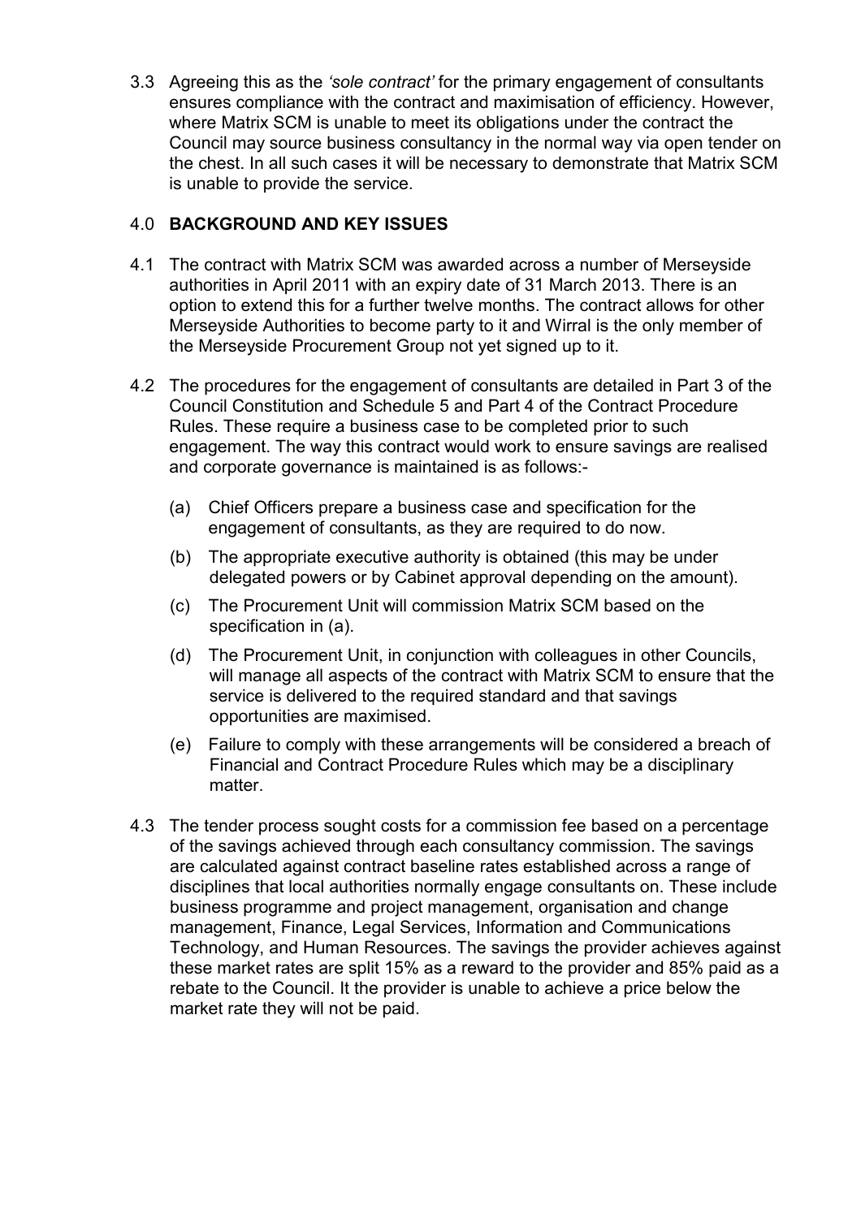3.3 Agreeing this as the *'sole contract'* for the primary engagement of consultants ensures compliance with the contract and maximisation of efficiency. However, where Matrix SCM is unable to meet its obligations under the contract the Council may source business consultancy in the normal way via open tender on the chest. In all such cases it will be necessary to demonstrate that Matrix SCM is unable to provide the service.

## 4.0 BACKGROUND AND KEY ISSUES

4.1 The contract with Matrix SCM was awarded across a number of Merseyside authorities in April 2011 with an expiry date of 31 March 2013. There is an option to extend this for a further twelve months. The contract allows for other Merseyside Authorities to become party to it and Wirral is the only member of the Merseyside Procurement Group not yet signed up to it.

4.2 The procedures for the engagement of consultants are detailed in Part 3 of the Council Constitution and Schedule 5 and Part 4 of the Contract Procedure Rules. These require a business case to be completed prior to such engagement. The way this contract would work to ensure savings are realised and corporate governance is maintained is as follows:-

(a) Chief Officers prepare a business case and specification for the engagement of consultants, as they are required to do now.

(b) The appropriate executive authority is obtained (this may be under delegated powers or by Cabinet approval depending on the amount).

(c) The Procurement Unit will commission Matrix SCM based on the specification in (a).

(d) The Procurement Unit, in conjunction with colleagues in other Councils, will manage all aspects of the contract with Matrix SCM to ensure that the service is delivered to the required standard and that savings opportunities are maximised.

(e) Failure to comply with these arrangements will be considered a breach of Financial and Contract Procedure Rules which may be a disciplinary matter.

4.3 The tender process sought costs for a commission fee based on a percentage of the savings achieved through each consultancy commission. The savings are calculated against contract baseline rates established across a range of disciplines that local authorities normally engage consultants on. These include business programme and project management, organisation and change management, Finance, Legal Services, Information and Communications Technology, and Human Resources. The savings the provider achieves against these market rates are split 15% as a reward to the provider and 85% paid as a rebate to the Council. It the provider is unable to achieve a price below the market rate they will not be paid.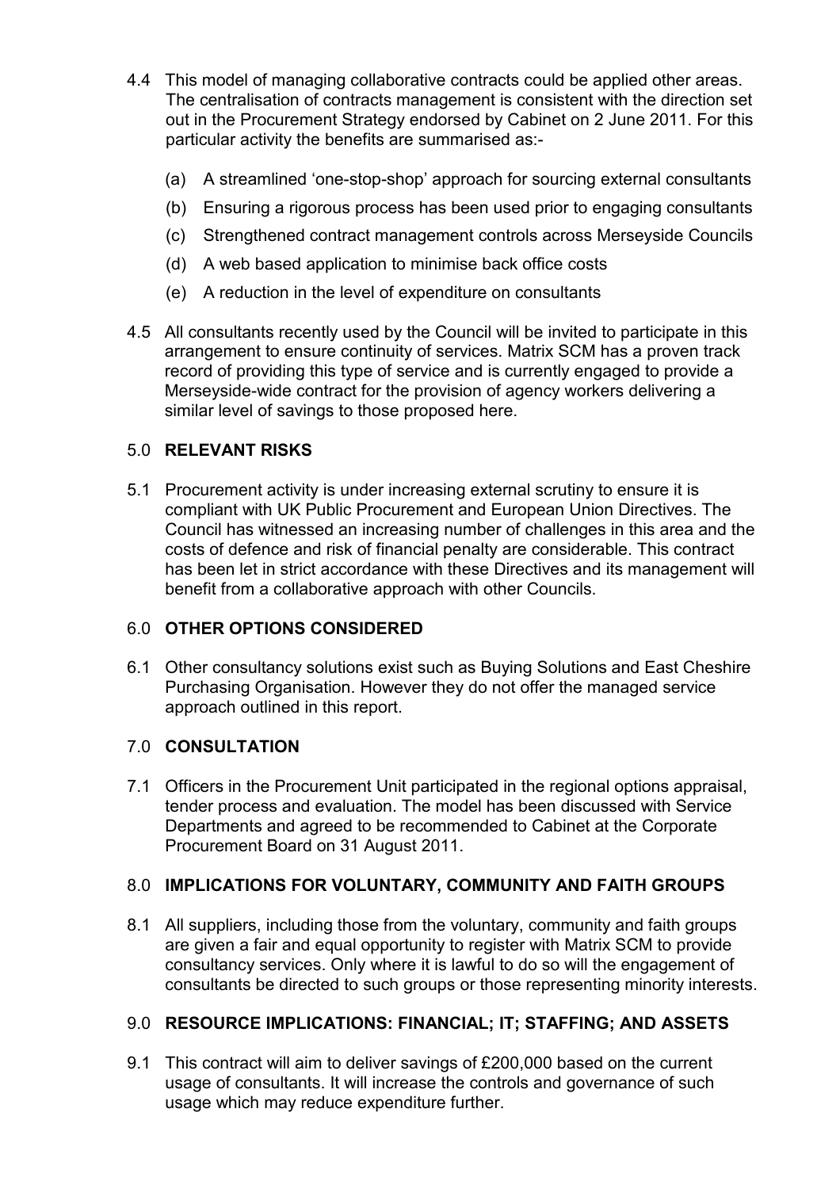4.4 This model of managing collaborative contracts could be applied other areas. The centralisation of contracts management is consistent with the direction set out in the Procurement Strategy endorsed by Cabinet on 2 June 2011. For this particular activity the benefits are summarised as:-

(a) A streamlined 'one-stop-shop' approach for sourcing external consultants

(b) Ensuring a rigorous process has been used prior to engaging consultants

(c) Strengthened contract management controls across Merseyside Councils

(d) A web based application to minimise back office costs

(e) A reduction in the level of expenditure on consultants

4.5 All consultants recently used by the Council will be invited to participate in this arrangement to ensure continuity of services. Matrix SCM has a proven track record of providing this type of service and is currently engaged to provide a Merseyside-wide contract for the provision of agency workers delivering a similar level of savings to those proposed here.

## 5.0 RELEVANT RISKS

5.1 Procurement activity is under increasing external scrutiny to ensure it is compliant with UK Public Procurement and European Union Directives. The Council has witnessed an increasing number of challenges in this area and the costs of defence and risk of financial penalty are considerable. This contract has been let in strict accordance with these Directives and its management will benefit from a collaborative approach with other Councils.

## 6.0 OTHER OPTIONS CONSIDERED

6.1 Other consultancy solutions exist such as Buying Solutions and East Cheshire Purchasing Organisation. However they do not offer the managed service approach outlined in this report.

## 7.0 CONSULTATION

7.1 Officers in the Procurement Unit participated in the regional options appraisal, tender process and evaluation. The model has been discussed with Service Departments and agreed to be recommended to Cabinet at the Corporate Procurement Board on 31 August 2011.

## 8.0 IMPLICATIONS FOR VOLUNTARY, COMMUNITY AND FAITH GROUPS

8.1 All suppliers, including those from the voluntary, community and faith groups are given a fair and equal opportunity to register with Matrix SCM to provide consultancy services. Only where it is lawful to do so will the engagement of consultants be directed to such groups or those representing minority interests.

## 9.0 RESOURCE IMPLICATIONS: FINANCIAL; IT; STAFFING; AND ASSETS

9.1 This contract will aim to deliver savings of £200,000 based on the current usage of consultants. It will increase the controls and governance of such usage which may reduce expenditure further.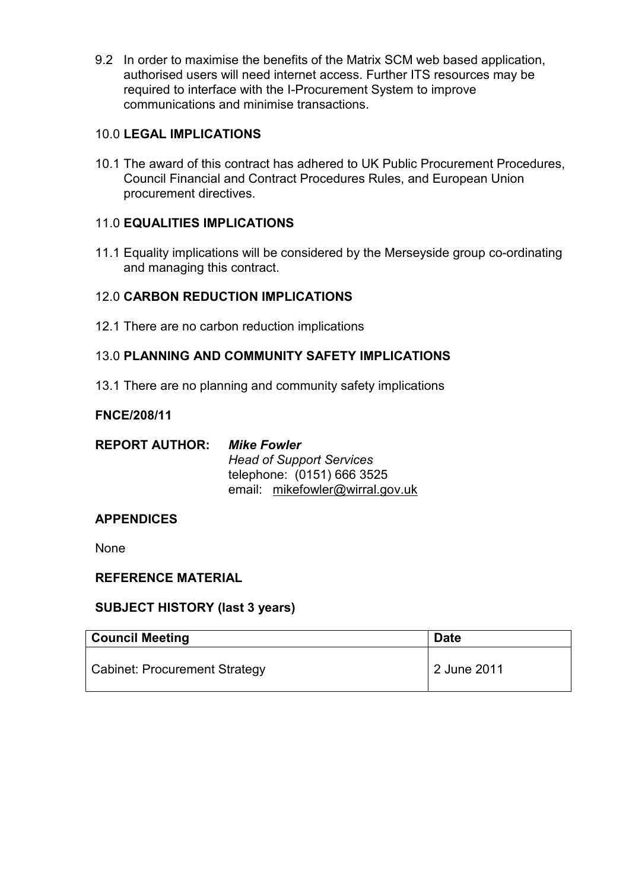9.2 In order to maximise the benefits of the Matrix SCM web based application, authorised users will need internet access. Further ITS resources may be required to interface with the I-Procurement System to improve communications and minimise transactions.

## 10.0 LEGAL IMPLICATIONS

10.1 The award of this contract has adhered to UK Public Procurement Procedures, Council Financial and Contract Procedures Rules, and European Union procurement directives.

## 11.0 EQUALITIES IMPLICATIONS

11.1 Equality implications will be considered by the Merseyside group co-ordinating and managing this contract.

## 12.0 CARBON REDUCTION IMPLICATIONS

12.1 There are no carbon reduction implications

## 13.0 PLANNING AND COMMUNITY SAFETY IMPLICATIONS

13.1 There are no planning and community safety implications

**FNCE/208/11**

**REPORT AUTHOR:** ***Mike Fowler***
*Head of Support Services*
telephone: (0151) 666 3525
email: mikefowler@wirral.gov.uk

**APPENDICES**

None

**REFERENCE MATERIAL**

**SUBJECT HISTORY (last 3 years)**

| Council Meeting | Date |
|---|---|
| Cabinet: Procurement Strategy | 2 June 2011 |